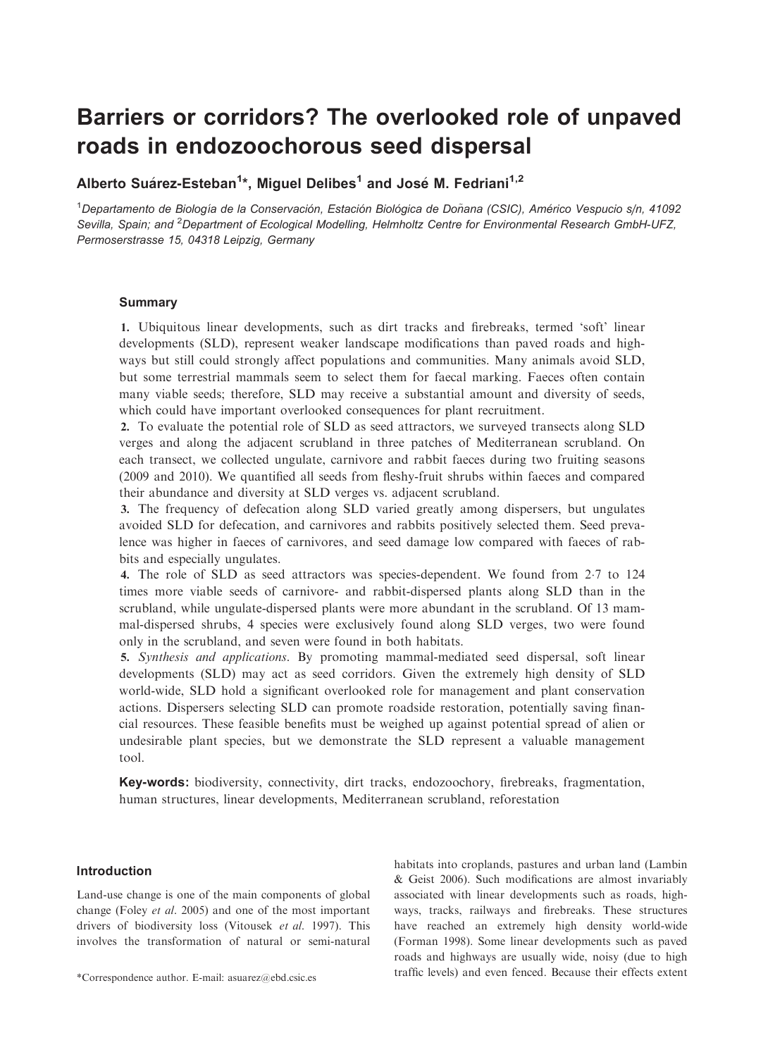# Barriers or corridors? The overlooked role of unpaved roads in endozoochorous seed dispersal

**Alberto Suárez-Esteban[1]*, Miguel Delibes[1] and José M. Fedriani[1,2]**

[1]*Departamento de Biología de la Conservación, Estación Biológica de Doñana (CSIC), Américo Vespucio s/n, 41092 Sevilla, Spain; and* [2]*Department of Ecological Modelling, Helmholtz Centre for Environmental Research GmbH-UFZ, Permoserstrasse 15, 04318 Leipzig, Germany*

## Summary

**1.** Ubiquitous linear developments, such as dirt tracks and firebreaks, termed 'soft' linear developments (SLD), represent weaker landscape modifications than paved roads and highways but still could strongly affect populations and communities. Many animals avoid SLD, but some terrestrial mammals seem to select them for faecal marking. Faeces often contain many viable seeds; therefore, SLD may receive a substantial amount and diversity of seeds, which could have important overlooked consequences for plant recruitment.

**2.** To evaluate the potential role of SLD as seed attractors, we surveyed transects along SLD verges and along the adjacent scrubland in three patches of Mediterranean scrubland. On each transect, we collected ungulate, carnivore and rabbit faeces during two fruiting seasons (2009 and 2010). We quantified all seeds from fleshy-fruit shrubs within faeces and compared their abundance and diversity at SLD verges vs. adjacent scrubland.

**3.** The frequency of defecation along SLD varied greatly among dispersers, but ungulates avoided SLD for defecation, and carnivores and rabbits positively selected them. Seed prevalence was higher in faeces of carnivores, and seed damage low compared with faeces of rabbits and especially ungulates.

**4.** The role of SLD as seed attractors was species-dependent. We found from 2·7 to 124 times more viable seeds of carnivore- and rabbit-dispersed plants along SLD than in the scrubland, while ungulate-dispersed plants were more abundant in the scrubland. Of 13 mammal-dispersed shrubs, 4 species were exclusively found along SLD verges, two were found only in the scrubland, and seven were found in both habitats.

**5.** *Synthesis and applications*. By promoting mammal-mediated seed dispersal, soft linear developments (SLD) may act as seed corridors. Given the extremely high density of SLD world-wide, SLD hold a significant overlooked role for management and plant conservation actions. Dispersers selecting SLD can promote roadside restoration, potentially saving financial resources. These feasible benefits must be weighed up against potential spread of alien or undesirable plant species, but we demonstrate the SLD represent a valuable management tool.

**Key-words:** biodiversity, connectivity, dirt tracks, endozoochory, firebreaks, fragmentation, human structures, linear developments, Mediterranean scrubland, reforestation

## Introduction

Land-use change is one of the main components of global change (Foley *et al*. 2005) and one of the most important drivers of biodiversity loss (Vitousek *et al*. 1997). This involves the transformation of natural or semi-natural habitats into croplands, pastures and urban land (Lambin & Geist 2006). Such modifications are almost invariably associated with linear developments such as roads, highways, tracks, railways and firebreaks. These structures have reached an extremely high density world-wide (Forman 1998). Some linear developments such as paved roads and highways are usually wide, noisy (due to high traffic levels) and even fenced. Because their effects extent

*Correspondence author. E-mail: asuarez@ebd.csic.es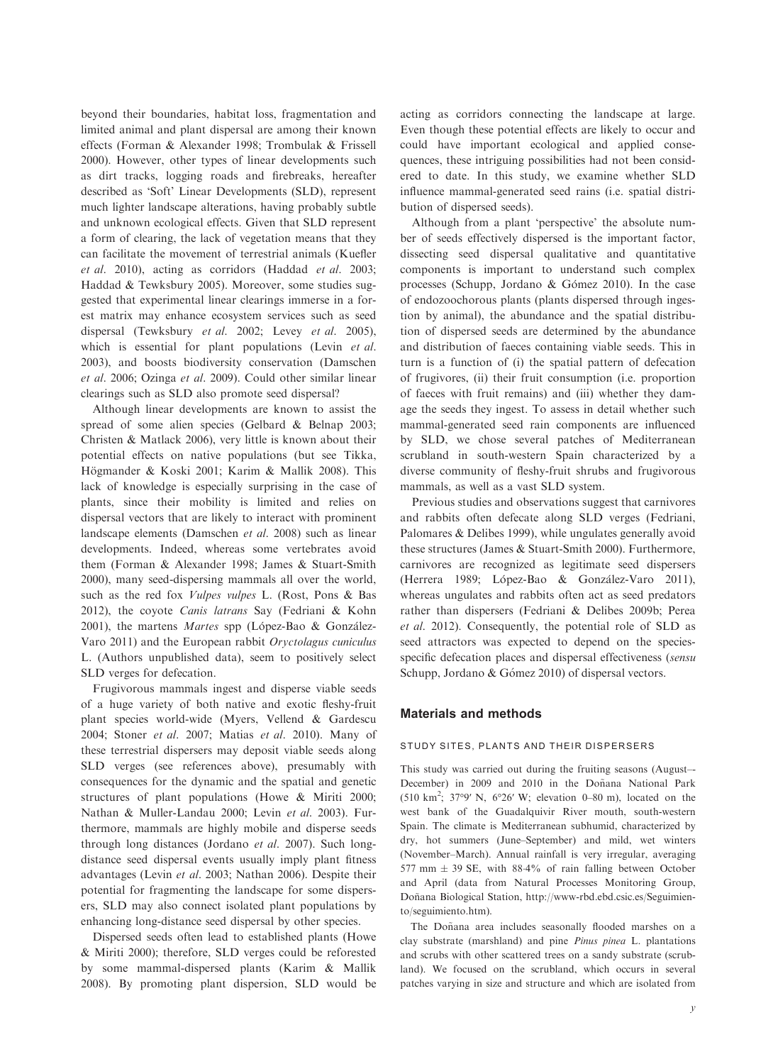beyond their boundaries, habitat loss, fragmentation and limited animal and plant dispersal are among their known effects (Forman & Alexander 1998; Trombulak & Frissell 2000). However, other types of linear developments such as dirt tracks, logging roads and firebreaks, hereafter described as 'Soft' Linear Developments (SLD), represent much lighter landscape alterations, having probably subtle and unknown ecological effects. Given that SLD represent a form of clearing, the lack of vegetation means that they can facilitate the movement of terrestrial animals (Kuefler *et al*. 2010), acting as corridors (Haddad *et al*. 2003; Haddad & Tewksbury 2005). Moreover, some studies suggested that experimental linear clearings immerse in a forest matrix may enhance ecosystem services such as seed dispersal (Tewksbury *et al*. 2002; Levey *et al*. 2005), which is essential for plant populations (Levin *et al*. 2003), and boosts biodiversity conservation (Damschen *et al*. 2006; Ozinga *et al*. 2009). Could other similar linear clearings such as SLD also promote seed dispersal?

Although linear developments are known to assist the spread of some alien species (Gelbard & Belnap 2003; Christen & Matlack 2006), very little is known about their potential effects on native populations (but see Tikka, Högmander & Koski 2001; Karim & Mallik 2008). This lack of knowledge is especially surprising in the case of plants, since their mobility is limited and relies on dispersal vectors that are likely to interact with prominent landscape elements (Damschen *et al*. 2008) such as linear developments. Indeed, whereas some vertebrates avoid them (Forman & Alexander 1998; James & Stuart-Smith 2000), many seed-dispersing mammals all over the world, such as the red fox *Vulpes vulpes* L. (Rost, Pons & Bas 2012), the coyote *Canis latrans* Say (Fedriani & Kohn 2001), the martens *Martes* spp (López-Bao & González-Varo 2011) and the European rabbit *Oryctolagus cuniculus* L. (Authors unpublished data), seem to positively select SLD verges for defecation.

Frugivorous mammals ingest and disperse viable seeds of a huge variety of both native and exotic fleshy-fruit plant species world-wide (Myers, Vellend & Gardescu 2004; Stoner *et al*. 2007; Matias *et al*. 2010). Many of these terrestrial dispersers may deposit viable seeds along SLD verges (see references above), presumably with consequences for the dynamic and the spatial and genetic structures of plant populations (Howe & Miriti 2000; Nathan & Muller-Landau 2000; Levin *et al*. 2003). Furthermore, mammals are highly mobile and disperse seeds through long distances (Jordano *et al*. 2007). Such long-distance seed dispersal events usually imply plant fitness advantages (Levin *et al*. 2003; Nathan 2006). Despite their potential for fragmenting the landscape for some dispersers, SLD may also connect isolated plant populations by enhancing long-distance seed dispersal by other species.

Dispersed seeds often lead to established plants (Howe & Miriti 2000); therefore, SLD verges could be reforested by some mammal-dispersed plants (Karim & Mallik 2008). By promoting plant dispersion, SLD would be acting as corridors connecting the landscape at large. Even though these potential effects are likely to occur and could have important ecological and applied consequences, these intriguing possibilities had not been considered to date. In this study, we examine whether SLD influence mammal-generated seed rains (i.e. spatial distribution of dispersed seeds).

Although from a plant 'perspective' the absolute number of seeds effectively dispersed is the important factor, dissecting seed dispersal qualitative and quantitative components is important to understand such complex processes (Schupp, Jordano & Gómez 2010). In the case of endozoochorous plants (plants dispersed through ingestion by animal), the abundance and the spatial distribution of dispersed seeds are determined by the abundance and distribution of faeces containing viable seeds. This in turn is a function of (i) the spatial pattern of defecation of frugivores, (ii) their fruit consumption (i.e. proportion of faeces with fruit remains) and (iii) whether they damage the seeds they ingest. To assess in detail whether such mammal-generated seed rain components are influenced by SLD, we chose several patches of Mediterranean scrubland in south-western Spain characterized by a diverse community of fleshy-fruit shrubs and frugivorous mammals, as well as a vast SLD system.

Previous studies and observations suggest that carnivores and rabbits often defecate along SLD verges (Fedriani, Palomares & Delibes 1999), while ungulates generally avoid these structures (James & Stuart-Smith 2000). Furthermore, carnivores are recognized as legitimate seed dispersers (Herrera 1989; López-Bao & González-Varo 2011), whereas ungulates and rabbits often act as seed predators rather than dispersers (Fedriani & Delibes 2009b; Perea *et al*. 2012). Consequently, the potential role of SLD as seed attractors was expected to depend on the species-specific defecation places and dispersal effectiveness (*sensu* Schupp, Jordano & Gómez 2010) of dispersal vectors.

## Materials and methods

### STUDY SITES, PLANTS AND THEIR DISPERSERS

This study was carried out during the fruiting seasons (August–December) in 2009 and 2010 in the Doñana National Park (510 km$^2$; 37°9′ N, 6°26′ W; elevation 0–80 m), located on the west bank of the Guadalquivir River mouth, south-western Spain. The climate is Mediterranean subhumid, characterized by dry, hot summers (June–September) and mild, wet winters (November–March). Annual rainfall is very irregular, averaging 577 mm ± 39 SE, with 88·4% of rain falling between October and April (data from Natural Processes Monitoring Group, Doñana Biological Station, http://www-rbd.ebd.csic.es/Seguimiento/seguimiento.htm).

The Doñana area includes seasonally flooded marshes on a clay substrate (marshland) and pine *Pinus pinea* L. plantations and scrubs with other scattered trees on a sandy substrate (scrubland). We focused on the scrubland, which occurs in several patches varying in size and structure and which are isolated from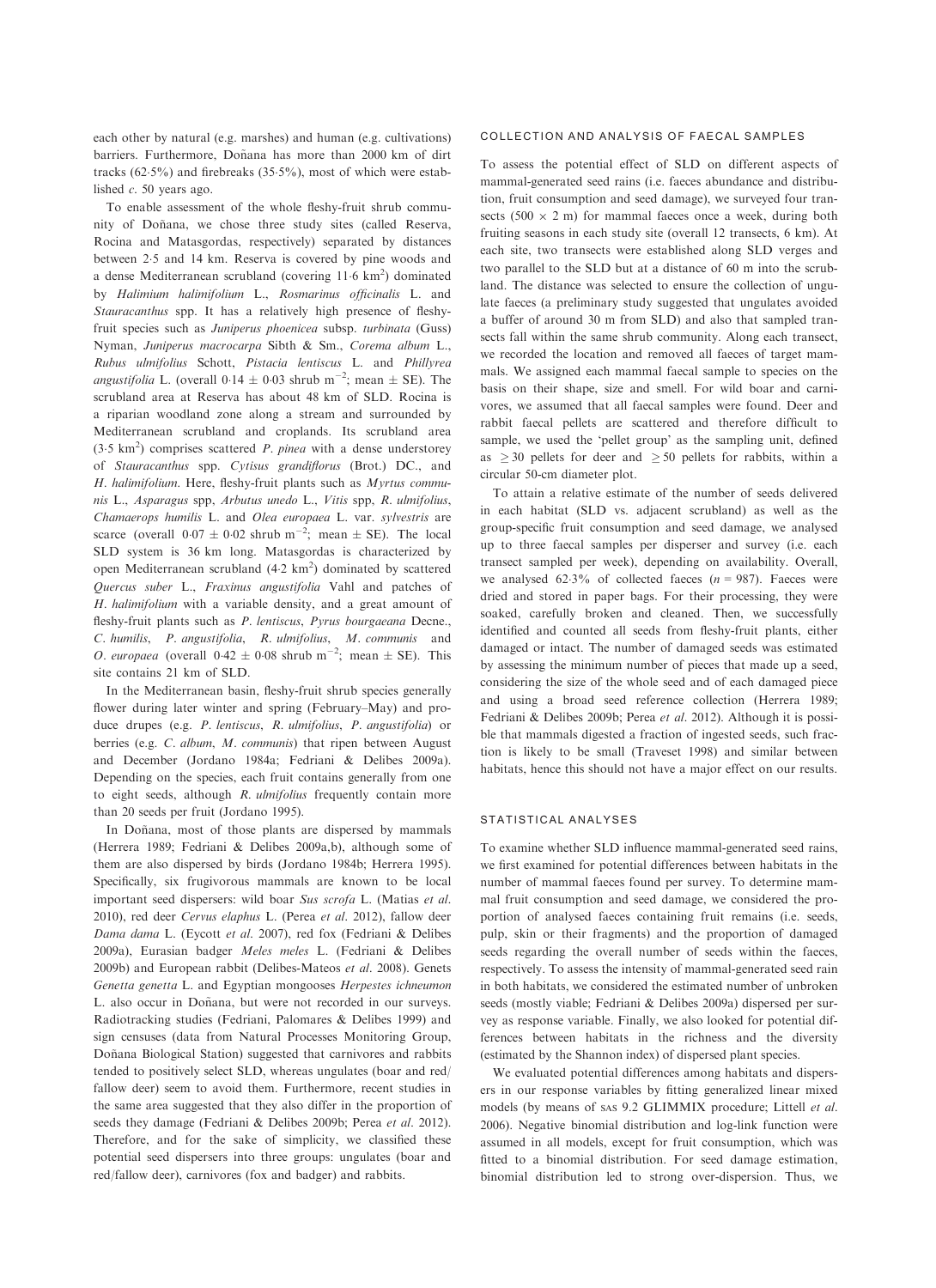each other by natural (e.g. marshes) and human (e.g. cultivations) barriers. Furthermore, Doñana has more than 2000 km of dirt tracks (62·5%) and firebreaks (35·5%), most of which were established *c*. 50 years ago.

To enable assessment of the whole fleshy-fruit shrub community of Doñana, we chose three study sites (called Reserva, Rocina and Matasgordas, respectively) separated by distances between 2·5 and 14 km. Reserva is covered by pine woods and a dense Mediterranean scrubland (covering 11·6 $km^2$) dominated by *Halimium halimifolium* L., *Rosmarinus officinalis* L. and *Stauracanthus* spp. It has a relatively high presence of fleshy-fruit species such as *Juniperus phoenicea* subsp. *turbinata* (Guss) Nyman, *Juniperus macrocarpa* Sibth & Sm., *Corema album* L., *Rubus ulmifolius* Schott, *Pistacia lentiscus* L. and *Phillyrea angustifolia* L. (overall 0·14 ± 0·03 shrub $m^{-2}$; mean ± SE). The scrubland area at Reserva has about 48 km of SLD. Rocina is a riparian woodland zone along a stream and surrounded by Mediterranean scrubland and croplands. Its scrubland area (3·5 $km^2$) comprises scattered *P. pinea* with a dense understorey of *Stauracanthus* spp. *Cytisus grandiflorus* (Brot.) DC., and *H. halimifolium*. Here, fleshy-fruit plants such as *Myrtus communis* L., *Asparagus* spp, *Arbutus unedo* L., *Vitis* spp, *R. ulmifolius*, *Chamaerops humilis* L. and *Olea europaea* L. var. *sylvestris* are scarce (overall 0·07 ± 0·02 shrub $m^{-2}$; mean ± SE). The local SLD system is 36 km long. Matasgordas is characterized by open Mediterranean scrubland (4·2 $km^2$) dominated by scattered *Quercus suber* L., *Fraxinus angustifolia* Vahl and patches of *H. halimifolium* with a variable density, and a great amount of fleshy-fruit plants such as *P. lentiscus*, *Pyrus bourgaeana* Decne., *C. humilis*, *P. angustifolia*, *R. ulmifolius*, *M. communis* and *O. europaea* (overall 0·42 ± 0·08 shrub $m^{-2}$; mean ± SE). This site contains 21 km of SLD.

In the Mediterranean basin, fleshy-fruit shrub species generally flower during later winter and spring (February–May) and produce drupes (e.g. *P. lentiscus*, *R. ulmifolius*, *P. angustifolia*) or berries (e.g. *C. album*, *M. communis*) that ripen between August and December (Jordano 1984a; Fedriani & Delibes 2009a). Depending on the species, each fruit contains generally from one to eight seeds, although *R. ulmifolius* frequently contain more than 20 seeds per fruit (Jordano 1995).

In Doñana, most of those plants are dispersed by mammals (Herrera 1989; Fedriani & Delibes 2009a,b), although some of them are also dispersed by birds (Jordano 1984b; Herrera 1995). Specifically, six frugivorous mammals are known to be local important seed dispersers: wild boar *Sus scrofa* L. (Matías *et al*. 2010), red deer *Cervus elaphus* L. (Perea *et al*. 2012), fallow deer *Dama dama* L. (Eycott *et al*. 2007), red fox (Fedriani & Delibes 2009a), Eurasian badger *Meles meles* L. (Fedriani & Delibes 2009b) and European rabbit (Delibes-Mateos *et al*. 2008). Genets *Genetta genetta* L. and Egyptian mongooses *Herpestes ichneumon* L. also occur in Doñana, but were not recorded in our surveys. Radiotracking studies (Fedriani, Palomares & Delibes 1999) and sign censuses (data from Natural Processes Monitoring Group, Doñana Biological Station) suggested that carnivores and rabbits tended to positively select SLD, whereas ungulates (boar and red/fallow deer) seem to avoid them. Furthermore, recent studies in the same area suggested that they also differ in the proportion of seeds they damage (Fedriani & Delibes 2009b; Perea *et al*. 2012). Therefore, and for the sake of simplicity, we classified these potential seed dispersers into three groups: ungulates (boar and red/fallow deer), carnivores (fox and badger) and rabbits.

### COLLECTION AND ANALYSIS OF FAECAL SAMPLES

To assess the potential effect of SLD on different aspects of mammal-generated seed rains (i.e. faeces abundance and distribution, fruit consumption and seed damage), we surveyed four transects (500 × 2 m) for mammal faeces once a week, during both fruiting seasons in each study site (overall 12 transects, 6 km). At each site, two transects were established along SLD verges and two parallel to the SLD but at a distance of 60 m into the scrubland. The distance was selected to ensure the collection of ungulate faeces (a preliminary study suggested that ungulates avoided a buffer of around 30 m from SLD) and also that sampled transects fall within the same shrub community. Along each transect, we recorded the location and removed all faeces of target mammals. We assigned each mammal faecal sample to species on the basis on their shape, size and smell. For wild boar and carnivores, we assumed that all faecal samples were found. Deer and rabbit faecal pellets are scattered and therefore difficult to sample, we used the 'pellet group' as the sampling unit, defined as ≥30 pellets for deer and ≥50 pellets for rabbits, within a circular 50-cm diameter plot.

To attain a relative estimate of the number of seeds delivered in each habitat (SLD vs. adjacent scrubland) as well as the group-specific fruit consumption and seed damage, we analysed up to three faecal samples per disperser and survey (i.e. each transect sampled per week), depending on availability. Overall, we analysed 62·3% of collected faeces ($n$ = 987). Faeces were dried and stored in paper bags. For their processing, they were soaked, carefully broken and cleaned. Then, we successfully identified and counted all seeds from fleshy-fruit plants, either damaged or intact. The number of damaged seeds was estimated by assessing the minimum number of pieces that made up a seed, considering the size of the whole seed and of each damaged piece and using a broad seed reference collection (Herrera 1989; Fedriani & Delibes 2009b; Perea *et al*. 2012). Although it is possible that mammals digested a fraction of ingested seeds, such fraction is likely to be small (Traveset 1998) and similar between habitats, hence this should not have a major effect on our results.

### STATISTICAL ANALYSES

To examine whether SLD influence mammal-generated seed rains, we first examined for potential differences between habitats in the number of mammal faeces found per survey. To determine mammal fruit consumption and seed damage, we considered the proportion of analysed faeces containing fruit remains (i.e. seeds, pulp, skin or their fragments) and the proportion of damaged seeds regarding the overall number of seeds within the faeces, respectively. To assess the intensity of mammal-generated seed rain in both habitats, we considered the estimated number of unbroken seeds (mostly viable; Fedriani & Delibes 2009a) dispersed per survey as response variable. Finally, we also looked for potential differences between habitats in the richness and the diversity (estimated by the Shannon index) of dispersed plant species.

We evaluated potential differences among habitats and dispersers in our response variables by fitting generalized linear mixed models (by means of SAS 9.2 GLIMMIX procedure; Littell *et al*. 2006). Negative binomial distribution and log-link function were assumed in all models, except for fruit consumption, which was fitted to a binomial distribution. For seed damage estimation, binomial distribution led to strong over-dispersion. Thus, we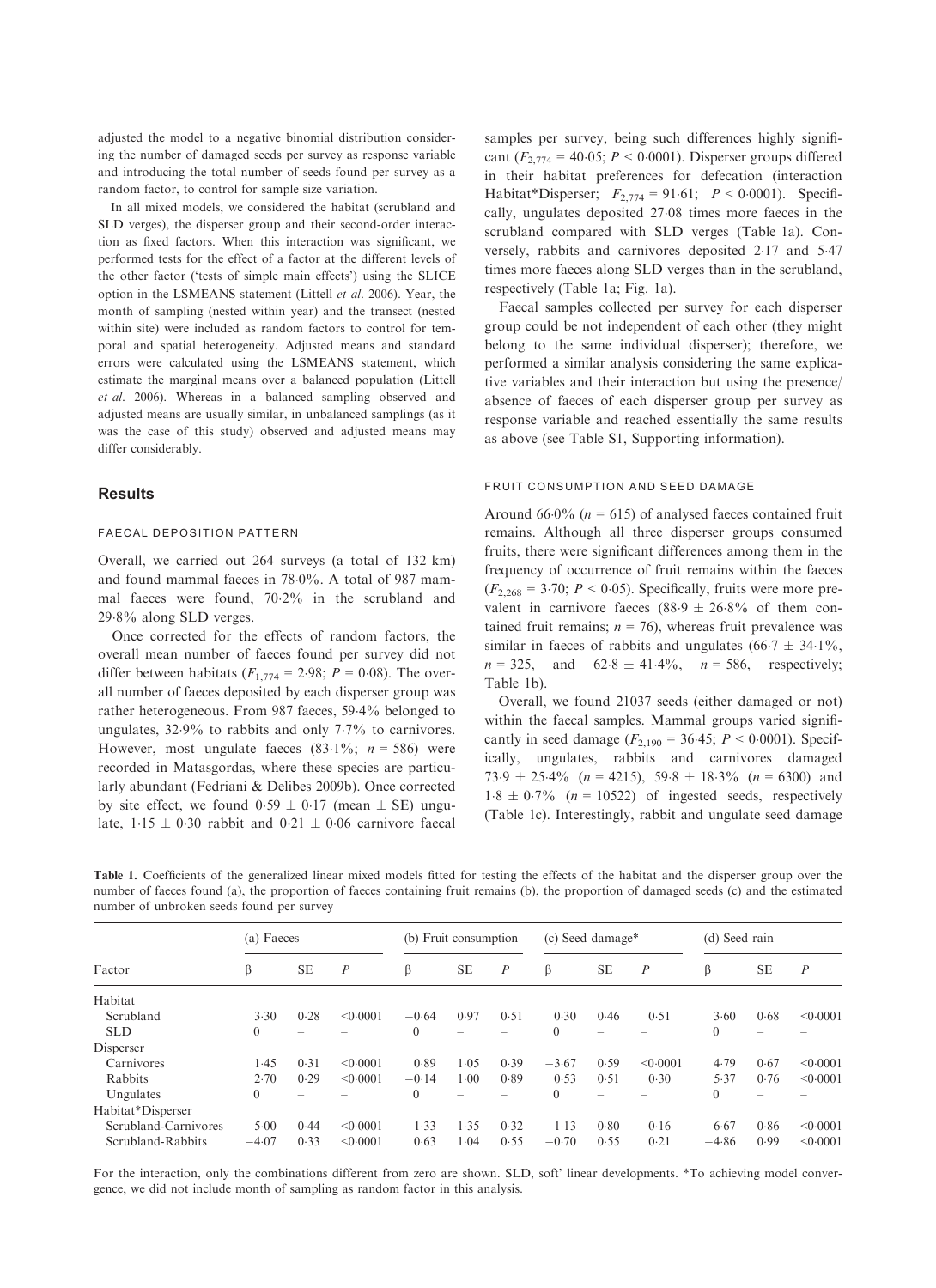adjusted the model to a negative binomial distribution considering the number of damaged seeds per survey as response variable and introducing the total number of seeds found per survey as a random factor, to control for sample size variation.

In all mixed models, we considered the habitat (scrubland and SLD verges), the disperser group and their second-order interaction as fixed factors. When this interaction was significant, we performed tests for the effect of a factor at the different levels of the other factor ('tests of simple main effects') using the SLICE option in the LSMEANS statement (Littell *et al.* 2006). Year, the month of sampling (nested within year) and the transect (nested within site) were included as random factors to control for temporal and spatial heterogeneity. Adjusted means and standard errors were calculated using the LSMEANS statement, which estimate the marginal means over a balanced population (Littell *et al.* 2006). Whereas in a balanced sampling observed and adjusted means are usually similar, in unbalanced samplings (as it was the case of this study) observed and adjusted means may differ considerably.

## Results

### FAECAL DEPOSITION PATTERN

Overall, we carried out 264 surveys (a total of 132 km) and found mammal faeces in 78·0%. A total of 987 mammal faeces were found, 70·2% in the scrubland and 29·8% along SLD verges.

Once corrected for the effects of random factors, the overall mean number of faeces found per survey did not differ between habitats ($F_{1,774} = 2{\cdot}98$; $P = 0{\cdot}08$). The overall number of faeces deposited by each disperser group was rather heterogeneous. From 987 faeces, 59·4% belonged to ungulates, 32·9% to rabbits and only 7·7% to carnivores. However, most ungulate faeces (83·1%; $n = 586$) were recorded in Matasgordas, where these species are particularly abundant (Fedriani & Delibes 2009b). Once corrected by site effect, we found 0·59 ± 0·17 (mean ± SE) ungulate, 1·15 ± 0·30 rabbit and 0·21 ± 0·06 carnivore faecal samples per survey, being such differences highly significant ($F_{2,774} = 40{\cdot}05$; $P < 0{\cdot}0001$). Disperser groups differed in their habitat preferences for defecation (interaction Habitat*Disperser; $F_{2,774} = 91{\cdot}61$; $P < 0{\cdot}0001$). Specifically, ungulates deposited 27·08 times more faeces in the scrubland compared with SLD verges (Table 1a). Conversely, rabbits and carnivores deposited 2·17 and 5·47 times more faeces along SLD verges than in the scrubland, respectively (Table 1a; Fig. 1a).

Faecal samples collected per survey for each disperser group could be not independent of each other (they might belong to the same individual disperser); therefore, we performed a similar analysis considering the same explicative variables and their interaction but using the presence/absence of faeces of each disperser group per survey as response variable and reached essentially the same results as above (see Table S1, Supporting information).

### FRUIT CONSUMPTION AND SEED DAMAGE

Around 66·0% ($n = 615$) of analysed faeces contained fruit remains. Although all three disperser groups consumed fruits, there were significant differences among them in the frequency of occurrence of fruit remains within the faeces ($F_{2,268} = 3{\cdot}70$; $P < 0{\cdot}05$). Specifically, fruits were more prevalent in carnivore faeces (88·9 ± 26·8% of them contained fruit remains; $n = 76$), whereas fruit prevalence was similar in faeces of rabbits and ungulates (66·7 ± 34·1%, $n = 325$, and 62·8 ± 41·4%, $n = 586$, respectively; Table 1b).

Overall, we found 21037 seeds (either damaged or not) within the faecal samples. Mammal groups varied significantly in seed damage ($F_{2,190} = 36{\cdot}45$; $P < 0{\cdot}0001$). Specifically, ungulates, rabbits and carnivores damaged 73·9 ± 25·4% ($n = 4215$), 59·8 ± 18·3% ($n = 6300$) and 1·8 ± 0·7% ($n = 10522$) of ingested seeds, respectively (Table 1c). Interestingly, rabbit and ungulate seed damage

**Table 1.** Coefficients of the generalized linear mixed models fitted for testing the effects of the habitat and the disperser group over the number of faeces found (a), the proportion of faeces containing fruit remains (b), the proportion of damaged seeds (c) and the estimated number of unbroken seeds found per survey

| | (a) Faeces | | | (b) Fruit consumption | | | (c) Seed damage* | | | (d) Seed rain | | |
|---|---|---|---|---|---|---|---|---|---|---|---|---|
| Factor | β | SE | *P* | β | SE | *P* | β | SE | *P* | β | SE | *P* |
| Habitat | | | | | | | | | | | | |
| Scrubland | 3·30 | 0·28 | <0·0001 | −0·64 | 0·97 | 0·51 | 0·30 | 0·46 | 0·51 | 3·60 | 0·68 | <0·0001 |
| SLD | 0 | – | – | 0 | – | – | 0 | – | – | 0 | – | – |
| Disperser | | | | | | | | | | | | |
| Carnivores | 1·45 | 0·31 | <0·0001 | 0·89 | 1·05 | 0·39 | −3·67 | 0·59 | <0·0001 | 4·79 | 0·67 | <0·0001 |
| Rabbits | 2·70 | 0·29 | <0·0001 | −0·14 | 1·00 | 0·89 | 0·53 | 0·51 | 0·30 | 5·37 | 0·76 | <0·0001 |
| Ungulates | 0 | – | – | 0 | – | – | 0 | – | – | 0 | – | – |
| Habitat*Disperser | | | | | | | | | | | | |
| Scrubland-Carnivores | −5·00 | 0·44 | <0·0001 | 1·33 | 1·35 | 0·32 | 1·13 | 0·80 | 0·16 | −6·67 | 0·86 | <0·0001 |
| Scrubland-Rabbits | −4·07 | 0·33 | <0·0001 | 0·63 | 1·04 | 0·55 | −0·70 | 0·55 | 0·21 | −4·86 | 0·99 | <0·0001 |

For the interaction, only the combinations different from zero are shown. SLD, soft' linear developments. *To achieving model convergence, we did not include month of sampling as random factor in this analysis.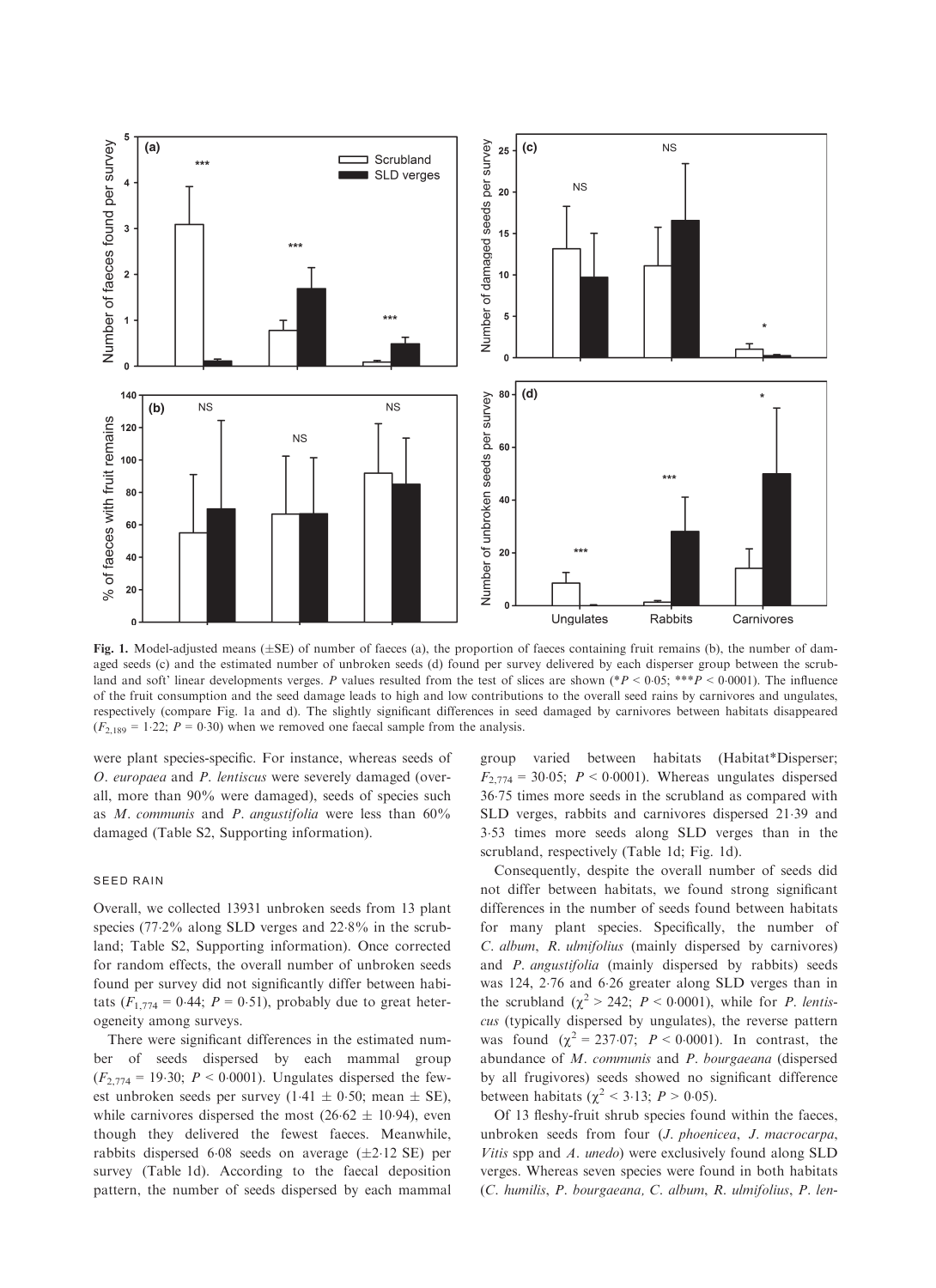**Fig. 1.** Model-adjusted means (±SE) of number of faeces (a), the proportion of faeces containing fruit remains (b), the number of damaged seeds (c) and the estimated number of unbroken seeds (d) found per survey delivered by each disperser group between the scrubland and soft' linear developments verges. P values resulted from the test of slices are shown (\*$P < 0.05$; \*\*\*$P < 0.0001$). The influence of the fruit consumption and the seed damage leads to high and low contributions to the overall seed rains by carnivores and ungulates, respectively (compare Fig. 1a and d). The slightly significant differences in seed damaged by carnivores between habitats disappeared ($F_{2,189} = 1{\cdot}22$; $P = 0{\cdot}30$) when we removed one faecal sample from the analysis.

were plant species-specific. For instance, whereas seeds of *O. europaea* and *P. lentiscus* were severely damaged (overall, more than 90% were damaged), seeds of species such as *M. communis* and *P. angustifolia* were less than 60% damaged (Table S2, Supporting information).

### SEED RAIN

Overall, we collected 13931 unbroken seeds from 13 plant species (77·2% along SLD verges and 22·8% in the scrubland; Table S2, Supporting information). Once corrected for random effects, the overall number of unbroken seeds found per survey did not significantly differ between habitats ($F_{1,774} = 0{\cdot}44$; $P = 0{\cdot}51$), probably due to great heterogeneity among surveys.

There were significant differences in the estimated number of seeds dispersed by each mammal group ($F_{2,774} = 19{\cdot}30$; $P < 0{\cdot}0001$). Ungulates dispersed the fewest unbroken seeds per survey (1·41 ± 0·50; mean ± SE), while carnivores dispersed the most (26·62 ± 10·94), even though they delivered the fewest faeces. Meanwhile, rabbits dispersed 6·08 seeds on average (±2·12 SE) per survey (Table 1d). According to the faecal deposition pattern, the number of seeds dispersed by each mammal group varied between habitats (Habitat\*Disperser; $F_{2,774} = 30{\cdot}05$; $P < 0{\cdot}0001$). Whereas ungulates dispersed 36·75 times more seeds in the scrubland as compared with SLD verges, rabbits and carnivores dispersed 21·39 and 3·53 times more seeds along SLD verges than in the scrubland, respectively (Table 1d; Fig. 1d).

Consequently, despite the overall number of seeds did not differ between habitats, we found strong significant differences in the number of seeds found between habitats for many plant species. Specifically, the number of *C. album*, *R. ulmifolius* (mainly dispersed by carnivores) and *P. angustifolia* (mainly dispersed by rabbits) seeds was 124, 2·76 and 6·26 greater along SLD verges than in the scrubland ($\chi^2 > 242$; $P < 0{\cdot}0001$), while for *P. lentiscus* (typically dispersed by ungulates), the reverse pattern was found ($\chi^2 = 237{\cdot}07$; $P < 0{\cdot}0001$). In contrast, the abundance of *M. communis* and *P. bourgaeana* (dispersed by all frugivores) seeds showed no significant difference between habitats ($\chi^2 < 3{\cdot}13$; $P > 0{\cdot}05$).

Of 13 fleshy-fruit shrub species found within the faeces, unbroken seeds from four (*J. phoenicea*, *J. macrocarpa*, *Vitis* spp and *A. unedo*) were exclusively found along SLD verges. Whereas seven species were found in both habitats (*C. humilis*, *P. bourgaeana, C. album*, *R. ulmifolius*, *P. len-*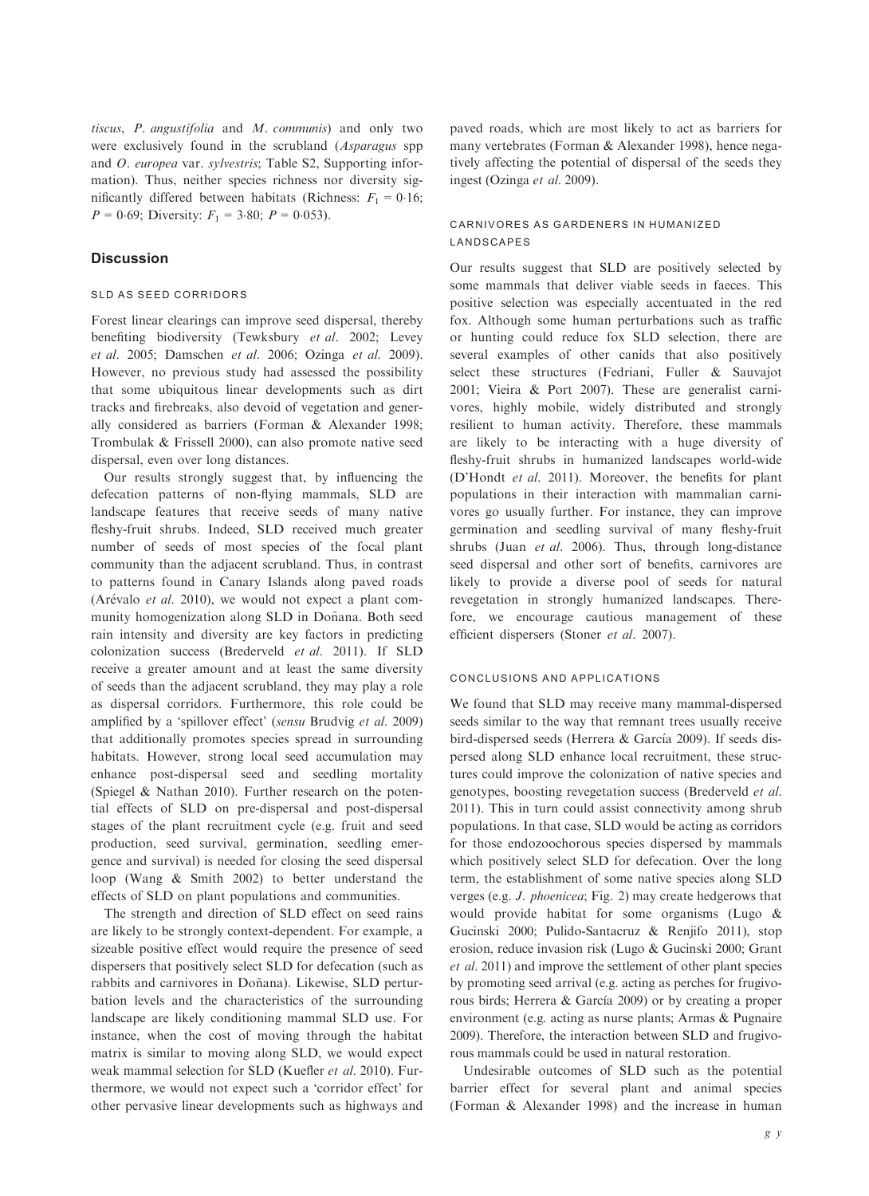*tiscus*, *P. angustifolia* and *M. communis*) and only two were exclusively found in the scrubland (*Asparagus* spp and *O. europea* var. *sylvestris*; Table S2, Supporting information). Thus, neither species richness nor diversity significantly differed between habitats (Richness: $F_1 = 0{\cdot}16$; $P = 0{\cdot}69$; Diversity: $F_1 = 3{\cdot}80$; $P = 0{\cdot}053$).

## Discussion

### SLD AS SEED CORRIDORS

Forest linear clearings can improve seed dispersal, thereby benefiting biodiversity (Tewksbury *et al*. 2002; Levey *et al*. 2005; Damschen *et al*. 2006; Ozinga *et al*. 2009). However, no previous study had assessed the possibility that some ubiquitous linear developments such as dirt tracks and firebreaks, also devoid of vegetation and generally considered as barriers (Forman & Alexander 1998; Trombulak & Frissell 2000), can also promote native seed dispersal, even over long distances.

Our results strongly suggest that, by influencing the defecation patterns of non-flying mammals, SLD are landscape features that receive seeds of many native fleshy-fruit shrubs. Indeed, SLD received much greater number of seeds of most species of the focal plant community than the adjacent scrubland. Thus, in contrast to patterns found in Canary Islands along paved roads (Arévalo *et al*. 2010), we would not expect a plant community homogenization along SLD in Doñana. Both seed rain intensity and diversity are key factors in predicting colonization success (Brederveld *et al*. 2011). If SLD receive a greater amount and at least the same diversity of seeds than the adjacent scrubland, they may play a role as dispersal corridors. Furthermore, this role could be amplified by a 'spillover effect' (*sensu* Brudvig *et al*. 2009) that additionally promotes species spread in surrounding habitats. However, strong local seed accumulation may enhance post-dispersal seed and seedling mortality (Spiegel & Nathan 2010). Further research on the potential effects of SLD on pre-dispersal and post-dispersal stages of the plant recruitment cycle (e.g. fruit and seed production, seed survival, germination, seedling emergence and survival) is needed for closing the seed dispersal loop (Wang & Smith 2002) to better understand the effects of SLD on plant populations and communities.

The strength and direction of SLD effect on seed rains are likely to be strongly context-dependent. For example, a sizeable positive effect would require the presence of seed dispersers that positively select SLD for defecation (such as rabbits and carnivores in Doñana). Likewise, SLD perturbation levels and the characteristics of the surrounding landscape are likely conditioning mammal SLD use. For instance, when the cost of moving through the habitat matrix is similar to moving along SLD, we would expect weak mammal selection for SLD (Kuefler *et al*. 2010). Furthermore, we would not expect such a 'corridor effect' for other pervasive linear developments such as highways and paved roads, which are most likely to act as barriers for many vertebrates (Forman & Alexander 1998), hence negatively affecting the potential of dispersal of the seeds they ingest (Ozinga *et al*. 2009).

### CARNIVORES AS GARDENERS IN HUMANIZED LANDSCAPES

Our results suggest that SLD are positively selected by some mammals that deliver viable seeds in faeces. This positive selection was especially accentuated in the red fox. Although some human perturbations such as traffic or hunting could reduce fox SLD selection, there are several examples of other canids that also positively select these structures (Fedriani, Fuller & Sauvajot 2001; Vieira & Port 2007). These are generalist carnivores, highly mobile, widely distributed and strongly resilient to human activity. Therefore, these mammals are likely to be interacting with a huge diversity of fleshy-fruit shrubs in humanized landscapes world-wide (D'Hondt *et al*. 2011). Moreover, the benefits for plant populations in their interaction with mammalian carnivores go usually further. For instance, they can improve germination and seedling survival of many fleshy-fruit shrubs (Juan *et al*. 2006). Thus, through long-distance seed dispersal and other sort of benefits, carnivores are likely to provide a diverse pool of seeds for natural revegetation in strongly humanized landscapes. Therefore, we encourage cautious management of these efficient dispersers (Stoner *et al*. 2007).

### CONCLUSIONS AND APPLICATIONS

We found that SLD may receive many mammal-dispersed seeds similar to the way that remnant trees usually receive bird-dispersed seeds (Herrera & García 2009). If seeds dispersed along SLD enhance local recruitment, these structures could improve the colonization of native species and genotypes, boosting revegetation success (Brederveld *et al*. 2011). This in turn could assist connectivity among shrub populations. In that case, SLD would be acting as corridors for those endozoochorous species dispersed by mammals which positively select SLD for defecation. Over the long term, the establishment of some native species along SLD verges (e.g. *J. phoenicea*; Fig. 2) may create hedgerows that would provide habitat for some organisms (Lugo & Gucinski 2000; Pulido-Santacruz & Renjifo 2011), stop erosion, reduce invasion risk (Lugo & Gucinski 2000; Grant *et al*. 2011) and improve the settlement of other plant species by promoting seed arrival (e.g. acting as perches for frugivorous birds; Herrera & García 2009) or by creating a proper environment (e.g. acting as nurse plants; Armas & Pugnaire 2009). Therefore, the interaction between SLD and frugivorous mammals could be used in natural restoration.

Undesirable outcomes of SLD such as the potential barrier effect for several plant and animal species (Forman & Alexander 1998) and the increase in human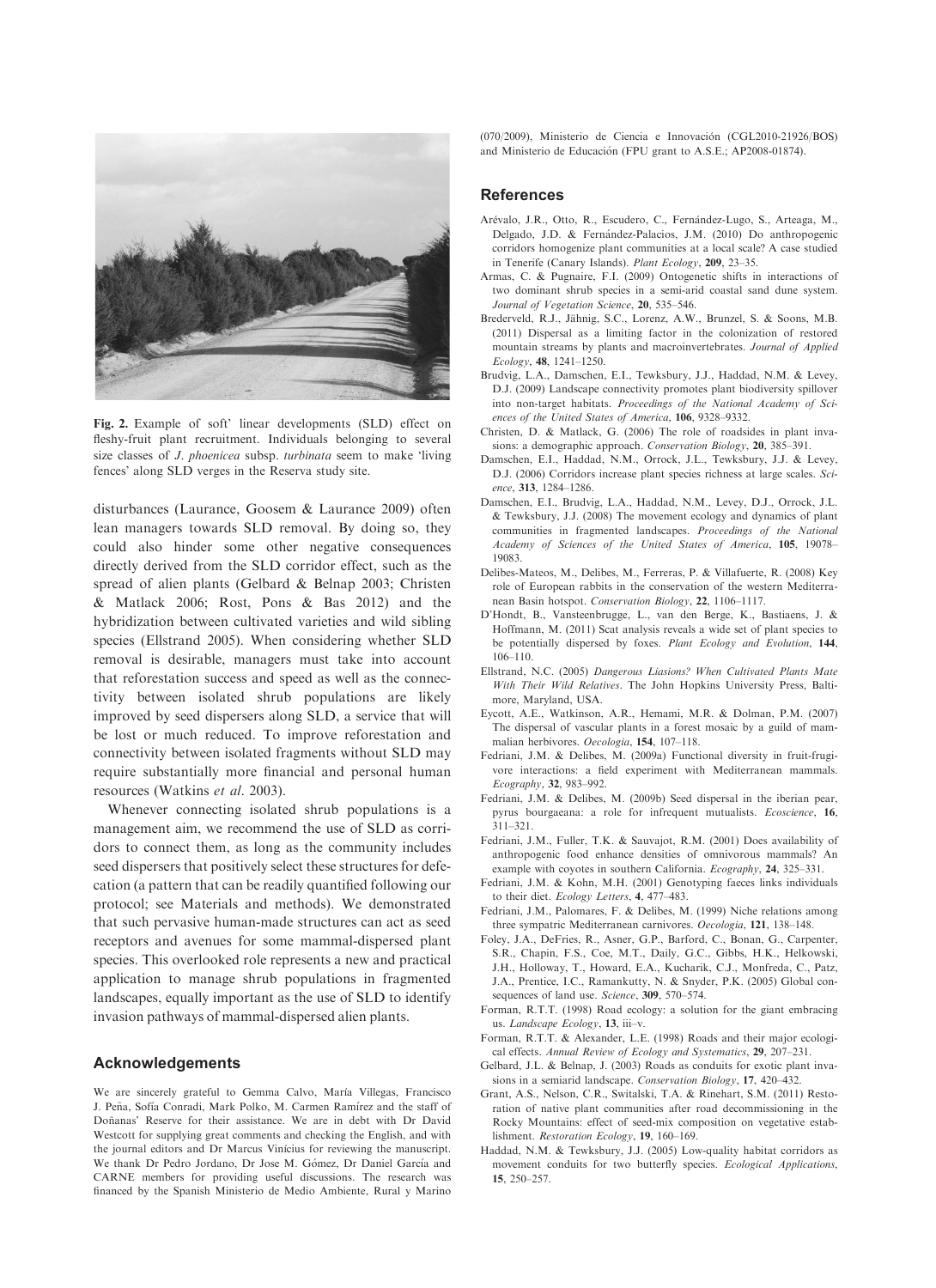Fig. 2. Example of soft' linear developments (SLD) effect on fleshy-fruit plant recruitment. Individuals belonging to several size classes of *J. phoenicea* subsp. *turbinata* seem to make 'living fences' along SLD verges in the Reserva study site.

disturbances (Laurance, Goosem & Laurance 2009) often lean managers towards SLD removal. By doing so, they could also hinder some other negative consequences directly derived from the SLD corridor effect, such as the spread of alien plants (Gelbard & Belnap 2003; Christen & Matlack 2006; Rost, Pons & Bas 2012) and the hybridization between cultivated varieties and wild sibling species (Ellstrand 2005). When considering whether SLD removal is desirable, managers must take into account that reforestation success and speed as well as the connectivity between isolated shrub populations are likely improved by seed dispersers along SLD, a service that will be lost or much reduced. To improve reforestation and connectivity between isolated fragments without SLD may require substantially more financial and personal human resources (Watkins *et al.* 2003).

Whenever connecting isolated shrub populations is a management aim, we recommend the use of SLD as corridors to connect them, as long as the community includes seed dispersers that positively select these structures for defecation (a pattern that can be readily quantified following our protocol; see Materials and methods). We demonstrated that such pervasive human-made structures can act as seed receptors and avenues for some mammal-dispersed plant species. This overlooked role represents a new and practical application to manage shrub populations in fragmented landscapes, equally important as the use of SLD to identify invasion pathways of mammal-dispersed alien plants.

## Acknowledgements

We are sincerely grateful to Gemma Calvo, María Villegas, Francisco J. Peña, Sofía Conradi, Mark Polko, M. Carmen Ramírez and the staff of Doñanas' Reserve for their assistance. We are in debt with Dr David Westcott for supplying great comments and checking the English, and with the journal editors and Dr Marcus Vinícius for reviewing the manuscript. We thank Dr Pedro Jordano, Dr Jose M. Gómez, Dr Daniel García and CARNE members for providing useful discussions. The research was financed by the Spanish Ministerio de Medio Ambiente, Rural y Marino (070/2009), Ministerio de Ciencia e Innovación (CGL2010-21926/BOS) and Ministerio de Educación (FPU grant to A.S.E.; AP2008-01874).

## References

Arévalo, J.R., Otto, R., Escudero, C., Fernández-Lugo, S., Arteaga, M., Delgado, J.D. & Fernández-Palacios, J.M. (2010) Do anthropogenic corridors homogenize plant communities at a local scale? A case studied in Tenerife (Canary Islands). *Plant Ecology*, **209**, 23–35.

Armas, C. & Pugnaire, F.I. (2009) Ontogenetic shifts in interactions of two dominant shrub species in a semi-arid coastal sand dune system. *Journal of Vegetation Science*, **20**, 535–546.

Brederveld, R.J., Jähnig, S.C., Lorenz, A.W., Brunzel, S. & Soons, M.B. (2011) Dispersal as a limiting factor in the colonization of restored mountain streams by plants and macroinvertebrates. *Journal of Applied Ecology*, **48**, 1241–1250.

Brudvig, L.A., Damschen, E.I., Tewksbury, J.J., Haddad, N.M. & Levey, D.J. (2009) Landscape connectivity promotes plant biodiversity spillover into non-target habitats. *Proceedings of the National Academy of Sciences of the United States of America*, **106**, 9328–9332.

Christen, D. & Matlack, G. (2006) The role of roadsides in plant invasions: a demographic approach. *Conservation Biology*, **20**, 385–391.

Damschen, E.I., Haddad, N.M., Orrock, J.L., Tewksbury, J.J. & Levey, D.J. (2006) Corridors increase plant species richness at large scales. *Science*, **313**, 1284–1286.

Damschen, E.I., Brudvig, L.A., Haddad, N.M., Levey, D.J., Orrock, J.L. & Tewksbury, J.J. (2008) The movement ecology and dynamics of plant communities in fragmented landscapes. *Proceedings of the National Academy of Sciences of the United States of America*, **105**, 19078–19083.

Delibes-Mateos, M., Delibes, M., Ferreras, P. & Villafuerte, R. (2008) Key role of European rabbits in the conservation of the western Mediterranean Basin hotspot. *Conservation Biology*, **22**, 1106–1117.

D'Hondt, B., Vansteenbrugge, L., van den Berge, K., Bastiaens, J. & Hoffmann, M. (2011) Scat analysis reveals a wide set of plant species to be potentially dispersed by foxes. *Plant Ecology and Evolution*, **144**, 106–110.

Ellstrand, N.C. (2005) *Dangerous Liasions? When Cultivated Plants Mate With Their Wild Relatives*. The John Hopkins University Press, Baltimore, Maryland, USA.

Eycott, A.E., Watkinson, A.R., Hemami, M.R. & Dolman, P.M. (2007) The dispersal of vascular plants in a forest mosaic by a guild of mammalian herbivores. *Oecologia*, **154**, 107–118.

Fedriani, J.M. & Delibes, M. (2009a) Functional diversity in fruit-frugivore interactions: a field experiment with Mediterranean mammals. *Ecography*, **32**, 983–992.

Fedriani, J.M. & Delibes, M. (2009b) Seed dispersal in the iberian pear, pyrus bourgaeana: a role for infrequent mutualists. *Ecoscience*, **16**, 311–321.

Fedriani, J.M., Fuller, T.K. & Sauvajot, R.M. (2001) Does availability of anthropogenic food enhance densities of omnivorous mammals? An example with coyotes in southern California. *Ecography*, **24**, 325–331.

Fedriani, J.M. & Kohn, M.H. (2001) Genotyping faeces links individuals to their diet. *Ecology Letters*, **4**, 477–483.

Fedriani, J.M., Palomares, F. & Delibes, M. (1999) Niche relations among three sympatric Mediterranean carnivores. *Oecologia*, **121**, 138–148.

Foley, J.A., DeFries, R., Asner, G.P., Barford, C., Bonan, G., Carpenter, S.R., Chapin, F.S., Coe, M.T., Daily, G.C., Gibbs, H.K., Helkowski, J.H., Holloway, T., Howard, E.A., Kucharik, C.J., Monfreda, C., Patz, J.A., Prentice, I.C., Ramankutty, N. & Snyder, P.K. (2005) Global consequences of land use. *Science*, **309**, 570–574.

Forman, R.T.T. (1998) Road ecology: a solution for the giant embracing us. *Landscape Ecology*, **13**, iii–v.

Forman, R.T.T. & Alexander, L.E. (1998) Roads and their major ecological effects. *Annual Review of Ecology and Systematics*, **29**, 207–231.

Gelbard, J.L. & Belnap, J. (2003) Roads as conduits for exotic plant invasions in a semiarid landscape. *Conservation Biology*, **17**, 420–432.

Grant, A.S., Nelson, C.R., Switalski, T.A. & Rinehart, S.M. (2011) Restoration of native plant communities after road decommissioning in the Rocky Mountains: effect of seed-mix composition on vegetative establishment. *Restoration Ecology*, **19**, 160–169.

Haddad, N.M. & Tewksbury, J.J. (2005) Low-quality habitat corridors as movement conduits for two butterfly species. *Ecological Applications*, **15**, 250–257.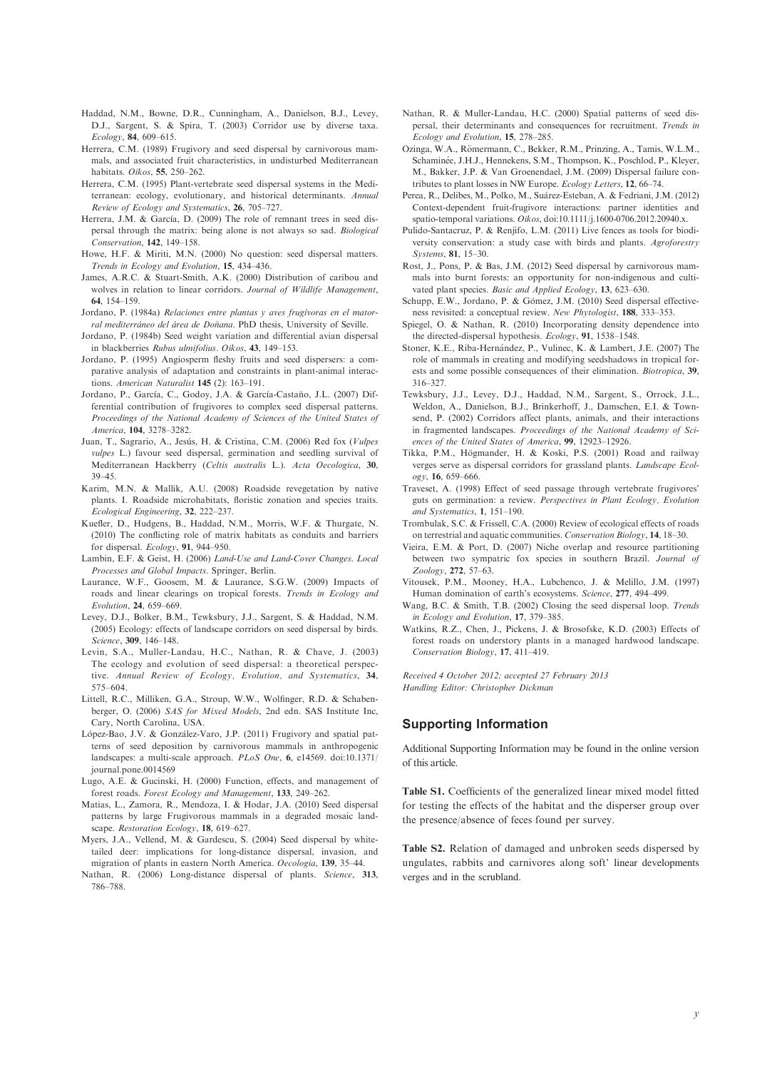Haddad, N.M., Bowne, D.R., Cunningham, A., Danielson, B.J., Levey, D.J., Sargent, S. & Spira, T. (2003) Corridor use by diverse taxa. *Ecology*, **84**, 609–615.

Herrera, C.M. (1989) Frugivory and seed dispersal by carnivorous mammals, and associated fruit characteristics, in undisturbed Mediterranean habitats. *Oikos*, **55**, 250–262.

Herrera, C.M. (1995) Plant-vertebrate seed dispersal systems in the Mediterranean: ecology, evolutionary, and historical determinants. *Annual Review of Ecology and Systematics*, **26**, 705–727.

Herrera, J.M. & García, D. (2009) The role of remnant trees in seed dispersal through the matrix: being alone is not always so sad. *Biological Conservation*, **142**, 149–158.

Howe, H.F. & Miriti, M.N. (2000) No question: seed dispersal matters. *Trends in Ecology and Evolution*, **15**, 434–436.

James, A.R.C. & Stuart-Smith, A.K. (2000) Distribution of caribou and wolves in relation to linear corridors. *Journal of Wildlife Management*, **64**, 154–159.

Jordano, P. (1984a) *Relaciones entre plantas y aves frugívoras en el matorral mediterráneo del área de Doñana*. PhD thesis, University of Seville.

Jordano, P. (1984b) Seed weight variation and differential avian dispersal in blackberries *Rubus ulmifolius*. *Oikos*, **43**, 149–153.

Jordano, P. (1995) Angiosperm fleshy fruits and seed dispersers: a comparative analysis of adaptation and constraints in plant-animal interactions. *American Naturalist* **145** (2): 163–191.

Jordano, P., García, C., Godoy, J.A. & García-Castaño, J.L. (2007) Differential contribution of frugivores to complex seed dispersal patterns. *Proceedings of the National Academy of Sciences of the United States of America*, **104**, 3278–3282.

Juan, T., Sagrario, A., Jesús, H. & Cristina, C.M. (2006) Red fox (*Vulpes vulpes* L.) favour seed dispersal, germination and seedling survival of Mediterranean Hackberry (*Celtis australis* L.). *Acta Oecologica*, **30**, 39–45.

Karim, M.N. & Mallik, A.U. (2008) Roadside revegetation by native plants. I. Roadside microhabitats, floristic zonation and species traits. *Ecological Engineering*, **32**, 222–237.

Kuefler, D., Hudgens, B., Haddad, N.M., Morris, W.F. & Thurgate, N. (2010) The conflicting role of matrix habitats as conduits and barriers for dispersal. *Ecology*, **91**, 944–950.

Lambin, E.F. & Geist, H. (2006) *Land-Use and Land-Cover Changes. Local Processes and Global Impacts*. Springer, Berlin.

Laurance, W.F., Goosem, M. & Laurance, S.G.W. (2009) Impacts of roads and linear clearings on tropical forests. *Trends in Ecology and Evolution*, **24**, 659–669.

Levey, D.J., Bolker, B.M., Tewksbury, J.J., Sargent, S. & Haddad, N.M. (2005) Ecology: effects of landscape corridors on seed dispersal by birds. *Science*, **309**, 146–148.

Levin, S.A., Muller-Landau, H.C., Nathan, R. & Chave, J. (2003) The ecology and evolution of seed dispersal: a theoretical perspective. *Annual Review of Ecology, Evolution, and Systematics*, **34**, 575–604.

Littell, R.C., Milliken, G.A., Stroup, W.W., Wolfinger, R.D. & Schabenberger, O. (2006) *SAS for Mixed Models*, 2nd edn. SAS Institute Inc, Cary, North Carolina, USA.

López-Bao, J.V. & González-Varo, J.P. (2011) Frugivory and spatial patterns of seed deposition by carnivorous mammals in anthropogenic landscapes: a multi-scale approach. *PLoS One*, **6**, e14569. doi:10.1371/journal.pone.0014569

Lugo, A.E. & Gucinski, H. (2000) Function, effects, and management of forest roads. *Forest Ecology and Management*, **133**, 249–262.

Matías, L., Zamora, R., Mendoza, I. & Hodar, J.A. (2010) Seed dispersal patterns by large Frugivorous mammals in a degraded mosaic landscape. *Restoration Ecology*, **18**, 619–627.

Myers, J.A., Vellend, M. & Gardescu, S. (2004) Seed dispersal by white-tailed deer: implications for long-distance dispersal, invasion, and migration of plants in eastern North America. *Oecologia*, **139**, 35–44.

Nathan, R. (2006) Long-distance dispersal of plants. *Science*, **313**, 786–788.

Nathan, R. & Muller-Landau, H.C. (2000) Spatial patterns of seed dispersal, their determinants and consequences for recruitment. *Trends in Ecology and Evolution*, **15**, 278–285.

Ozinga, W.A., Römermann, C., Bekker, R.M., Prinzing, A., Tamis, W.L.M., Schaminée, J.H.J., Hennekens, S.M., Thompson, K., Poschlod, P., Kleyer, M., Bakker, J.P. & Van Groenendael, J.M. (2009) Dispersal failure contributes to plant losses in NW Europe. *Ecology Letters*, **12**, 66–74.

Perea, R., Delibes, M., Polko, M., Suárez-Esteban, A. & Fedriani, J.M. (2012) Context-dependent fruit-frugivore interactions: partner identities and spatio-temporal variations. *Oikos*, doi:10.1111/j.1600-0706.2012.20940.x.

Pulido-Santacruz, P. & Renjifo, L.M. (2011) Live fences as tools for biodiversity conservation: a study case with birds and plants. *Agroforestry Systems*, **81**, 15–30.

Rost, J., Pons, P. & Bas, J.M. (2012) Seed dispersal by carnivorous mammals into burnt forests: an opportunity for non-indigenous and cultivated plant species. *Basic and Applied Ecology*, **13**, 623–630.

Schupp, E.W., Jordano, P. & Gómez, J.M. (2010) Seed dispersal effectiveness revisited: a conceptual review. *New Phytologist*, **188**, 333–353.

Spiegel, O. & Nathan, R. (2010) Incorporating density dependence into the directed-dispersal hypothesis. *Ecology*, **91**, 1538–1548.

Stoner, K.E., Riba-Hernández, P., Vulinec, K. & Lambert, J.E. (2007) The role of mammals in creating and modifying seedshadows in tropical forests and some possible consequences of their elimination. *Biotropica*, **39**, 316–327.

Tewksbury, J.J., Levey, D.J., Haddad, N.M., Sargent, S., Orrock, J.L., Weldon, A., Danielson, B.J., Brinkerhoff, J., Damschen, E.I. & Townsend, P. (2002) Corridors affect plants, animals, and their interactions in fragmented landscapes. *Proceedings of the National Academy of Sciences of the United States of America*, **99**, 12923–12926.

Tikka, P.M., Högmander, H. & Koski, P.S. (2001) Road and railway verges serve as dispersal corridors for grassland plants. *Landscape Ecology*, **16**, 659–666.

Traveset, A. (1998) Effect of seed passage through vertebrate frugivores' guts on germination: a review. *Perspectives in Plant Ecology, Evolution and Systematics*, **1**, 151–190.

Trombulak, S.C. & Frissell, C.A. (2000) Review of ecological effects of roads on terrestrial and aquatic communities. *Conservation Biology*, **14**, 18–30.

Vieira, E.M. & Port, D. (2007) Niche overlap and resource partitioning between two sympatric fox species in southern Brazil. *Journal of Zoology*, **272**, 57–63.

Vitousek, P.M., Mooney, H.A., Lubchenco, J. & Melillo, J.M. (1997) Human domination of earth's ecosystems. *Science*, **277**, 494–499.

Wang, B.C. & Smith, T.B. (2002) Closing the seed dispersal loop. *Trends in Ecology and Evolution*, **17**, 379–385.

Watkins, R.Z., Chen, J., Pickens, J. & Brosofske, K.D. (2003) Effects of forest roads on understory plants in a managed hardwood landscape. *Conservation Biology*, **17**, 411–419.

*Received 4 October 2012; accepted 27 February 2013*
*Handling Editor: Christopher Dickman*

## Supporting Information

Additional Supporting Information may be found in the online version of this article.

**Table S1.** Coefficients of the generalized linear mixed model fitted for testing the effects of the habitat and the disperser group over the presence/absence of feces found per survey.

**Table S2.** Relation of damaged and unbroken seeds dispersed by ungulates, rabbits and carnivores along soft' linear developments verges and in the scrubland.